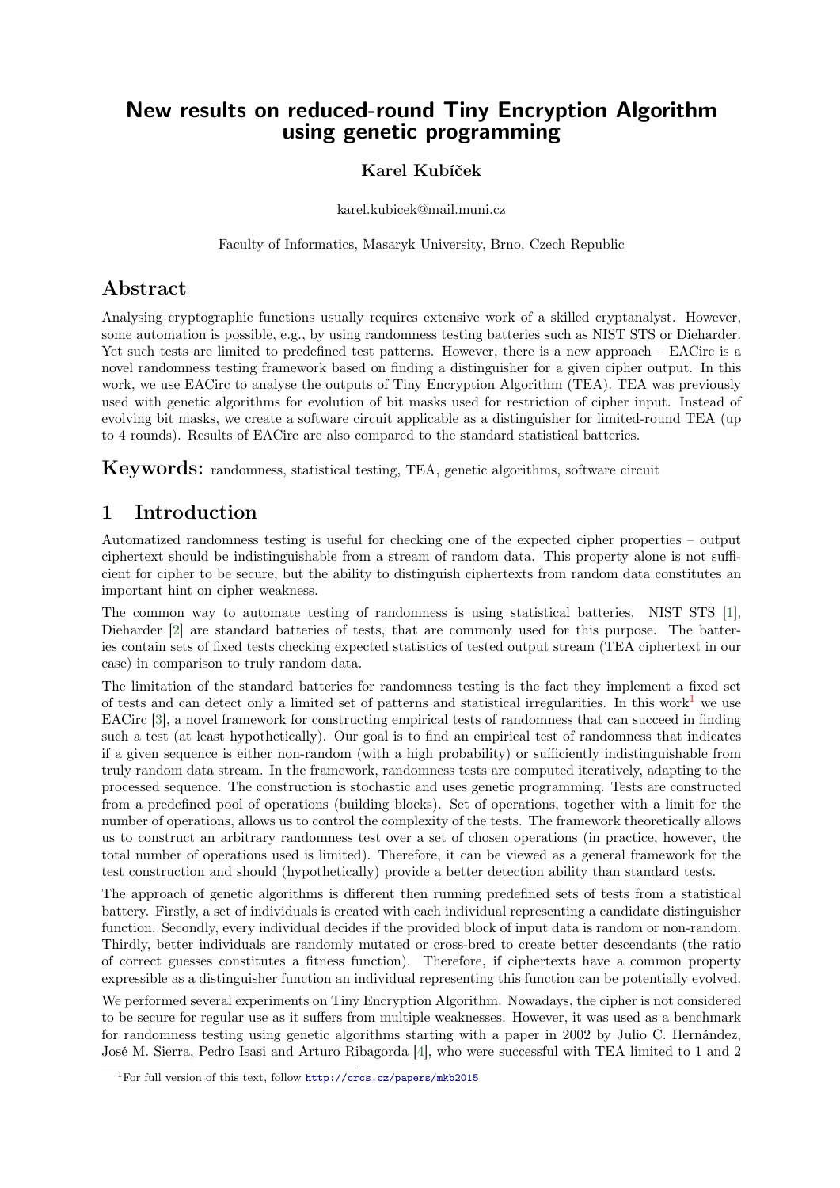# New results on reduced-round Tiny Encryption Algorithm using genetic programming

**Karel Kubíček**

karel.kubicek@mail.muni.cz

Faculty of Informatics, Masaryk University, Brno, Czech Republic

## Abstract

Analysing cryptographic functions usually requires extensive work of a skilled cryptanalyst. However, some automation is possible, e.g., by using randomness testing batteries such as NIST STS or Dieharder. Yet such tests are limited to predefined test patterns. However, there is a new approach – EACirc is a novel randomness testing framework based on finding a distinguisher for a given cipher output. In this work, we use EACirc to analyse the outputs of Tiny Encryption Algorithm (TEA). TEA was previously used with genetic algorithms for evolution of bit masks used for restriction of cipher input. Instead of evolving bit masks, we create a software circuit applicable as a distinguisher for limited-round TEA (up to 4 rounds). Results of EACirc are also compared to the standard statistical batteries.

**Keywords:** randomness, statistical testing, TEA, genetic algorithms, software circuit

## 1 Introduction

Automatized randomness testing is useful for checking one of the expected cipher properties – output ciphertext should be indistinguishable from a stream of random data. This property alone is not sufficient for cipher to be secure, but the ability to distinguish ciphertexts from random data constitutes an important hint on cipher weakness.

The common way to automate testing of randomness is using statistical batteries. NIST STS [1], Dieharder [2] are standard batteries of tests, that are commonly used for this purpose. The batteries contain sets of fixed tests checking expected statistics of tested output stream (TEA ciphertext in our case) in comparison to truly random data.

The limitation of the standard batteries for randomness testing is the fact they implement a fixed set of tests and can detect only a limited set of patterns and statistical irregularities. In this work[1] we use EACirc [3], a novel framework for constructing empirical tests of randomness that can succeed in finding such a test (at least hypothetically). Our goal is to find an empirical test of randomness that indicates if a given sequence is either non-random (with a high probability) or sufficiently indistinguishable from truly random data stream. In the framework, randomness tests are computed iteratively, adapting to the processed sequence. The construction is stochastic and uses genetic programming. Tests are constructed from a predefined pool of operations (building blocks). Set of operations, together with a limit for the number of operations, allows us to control the complexity of the tests. The framework theoretically allows us to construct an arbitrary randomness test over a set of chosen operations (in practice, however, the total number of operations used is limited). Therefore, it can be viewed as a general framework for the test construction and should (hypothetically) provide a better detection ability than standard tests.

The approach of genetic algorithms is different then running predefined sets of tests from a statistical battery. Firstly, a set of individuals is created with each individual representing a candidate distinguisher function. Secondly, every individual decides if the provided block of input data is random or non-random. Thirdly, better individuals are randomly mutated or cross-bred to create better descendants (the ratio of correct guesses constitutes a fitness function). Therefore, if ciphertexts have a common property expressible as a distinguisher function an individual representing this function can be potentially evolved.

We performed several experiments on Tiny Encryption Algorithm. Nowadays, the cipher is not considered to be secure for regular use as it suffers from multiple weaknesses. However, it was used as a benchmark for randomness testing using genetic algorithms starting with a paper in 2002 by Julio C. Hernández, José M. Sierra, Pedro Isasi and Arturo Ribagorda [4], who were successful with TEA limited to 1 and 2

[1] For full version of this text, follow http://crcs.cz/papers/mkb2015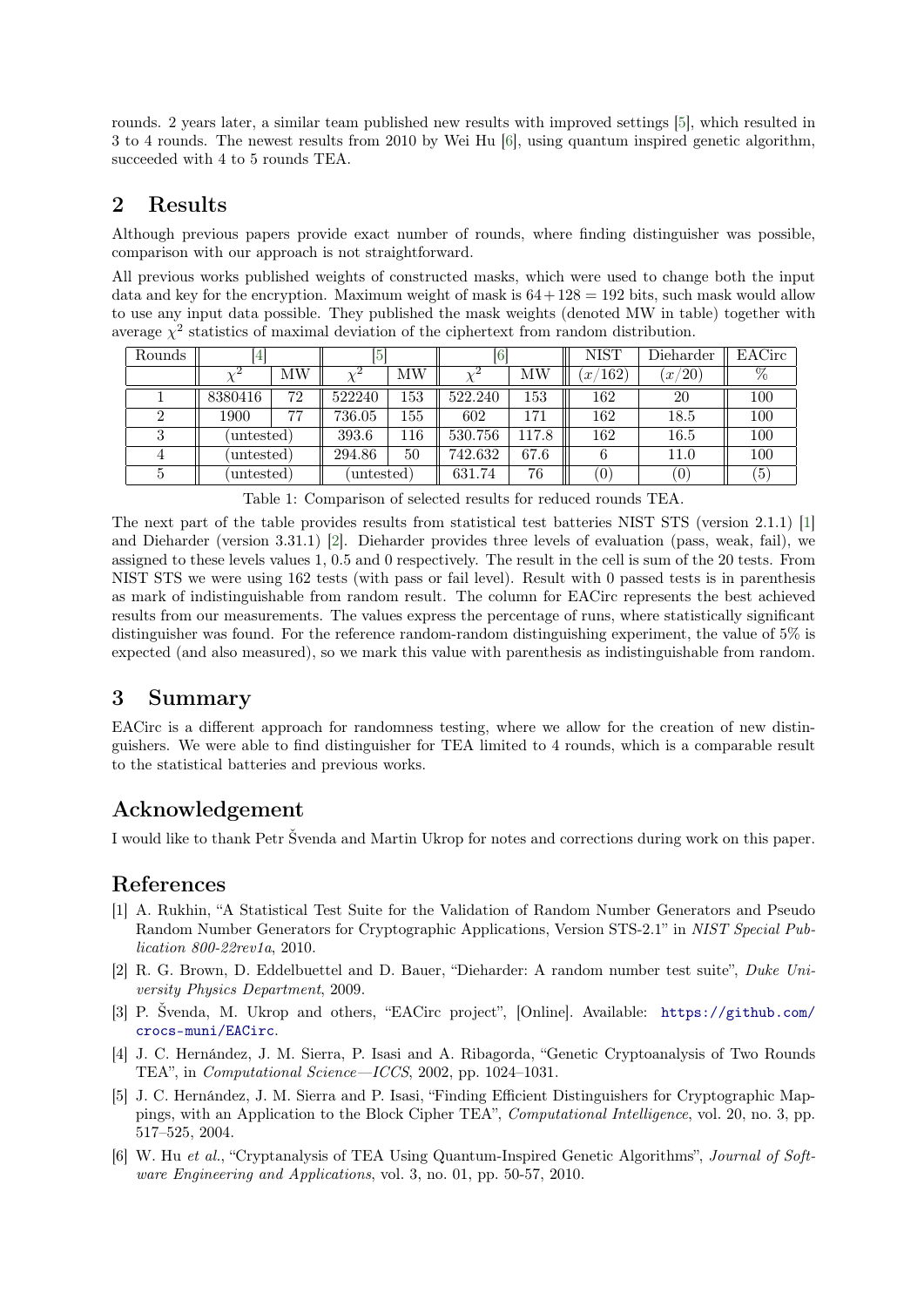rounds. 2 years later, a similar team published new results with improved settings [5], which resulted in 3 to 4 rounds. The newest results from 2010 by Wei Hu [6], using quantum inspired genetic algorithm, succeeded with 4 to 5 rounds TEA.

## 2 Results

Although previous papers provide exact number of rounds, where finding distinguisher was possible, comparison with our approach is not straightforward.

All previous works published weights of constructed masks, which were used to change both the input data and key for the encryption. Maximum weight of mask is $64 + 128 = 192$ bits, such mask would allow to use any input data possible. They published the mask weights (denoted MW in table) together with average $\chi^2$ statistics of maximal deviation of the ciphertext from random distribution.

| Rounds | [4] | | [5] | | [6] | | NIST | Dieharder | EACirc |
|---|---|---|---|---|---|---|---|---|---|
| | $\chi^2$ | MW | $\chi^2$ | MW | $\chi^2$ | MW | $(x/162)$ | $(x/20)$ | % |
| 1 | 8380416 | 72 | 522240 | 153 | 522.240 | 153 | 162 | 20 | 100 |
| 2 | 1900 | 77 | 736.05 | 155 | 602 | 171 | 162 | 18.5 | 100 |
| 3 | (untested) | | 393.6 | 116 | 530.756 | 117.8 | 162 | 16.5 | 100 |
| 4 | (untested) | | 294.86 | 50 | 742.632 | 67.6 | 6 | 11.0 | 100 |
| 5 | (untested) | | (untested) | | 631.74 | 76 | (0) | (0) | (5) |

Table 1: Comparison of selected results for reduced rounds TEA.

The next part of the table provides results from statistical test batteries NIST STS (version 2.1.1) [1] and Dieharder (version 3.31.1) [2]. Dieharder provides three levels of evaluation (pass, weak, fail), we assigned to these levels values 1, 0.5 and 0 respectively. The result in the cell is sum of the 20 tests. From NIST STS we were using 162 tests (with pass or fail level). Result with 0 passed tests is in parenthesis as mark of indistinguishable from random result. The column for EACirc represents the best achieved results from our measurements. The values express the percentage of runs, where statistically significant distinguisher was found. For the reference random-random distinguishing experiment, the value of 5% is expected (and also measured), so we mark this value with parenthesis as indistinguishable from random.

## 3 Summary

EACirc is a different approach for randomness testing, where we allow for the creation of new distinguishers. We were able to find distinguisher for TEA limited to 4 rounds, which is a comparable result to the statistical batteries and previous works.

## Acknowledgement

I would like to thank Petr Švenda and Martin Ukrop for notes and corrections during work on this paper.

## References

[1] A. Rukhin, "A Statistical Test Suite for the Validation of Random Number Generators and Pseudo Random Number Generators for Cryptographic Applications, Version STS-2.1" in *NIST Special Publication 800-22rev1a*, 2010.

[2] R. G. Brown, D. Eddelbuettel and D. Bauer, "Dieharder: A random number test suite", *Duke University Physics Department*, 2009.

[3] P. Švenda, M. Ukrop and others, "EACirc project", [Online]. Available: https://github.com/crocs-muni/EACirc.

[4] J. C. Hernández, J. M. Sierra, P. Isasi and A. Ribagorda, "Genetic Cryptoanalysis of Two Rounds TEA", in *Computational Science—ICCS*, 2002, pp. 1024–1031.

[5] J. C. Hernández, J. M. Sierra and P. Isasi, "Finding Efficient Distinguishers for Cryptographic Mappings, with an Application to the Block Cipher TEA", *Computational Intelligence*, vol. 20, no. 3, pp. 517–525, 2004.

[6] W. Hu *et al.*, "Cryptanalysis of TEA Using Quantum-Inspired Genetic Algorithms", *Journal of Software Engineering and Applications*, vol. 3, no. 01, pp. 50-57, 2010.